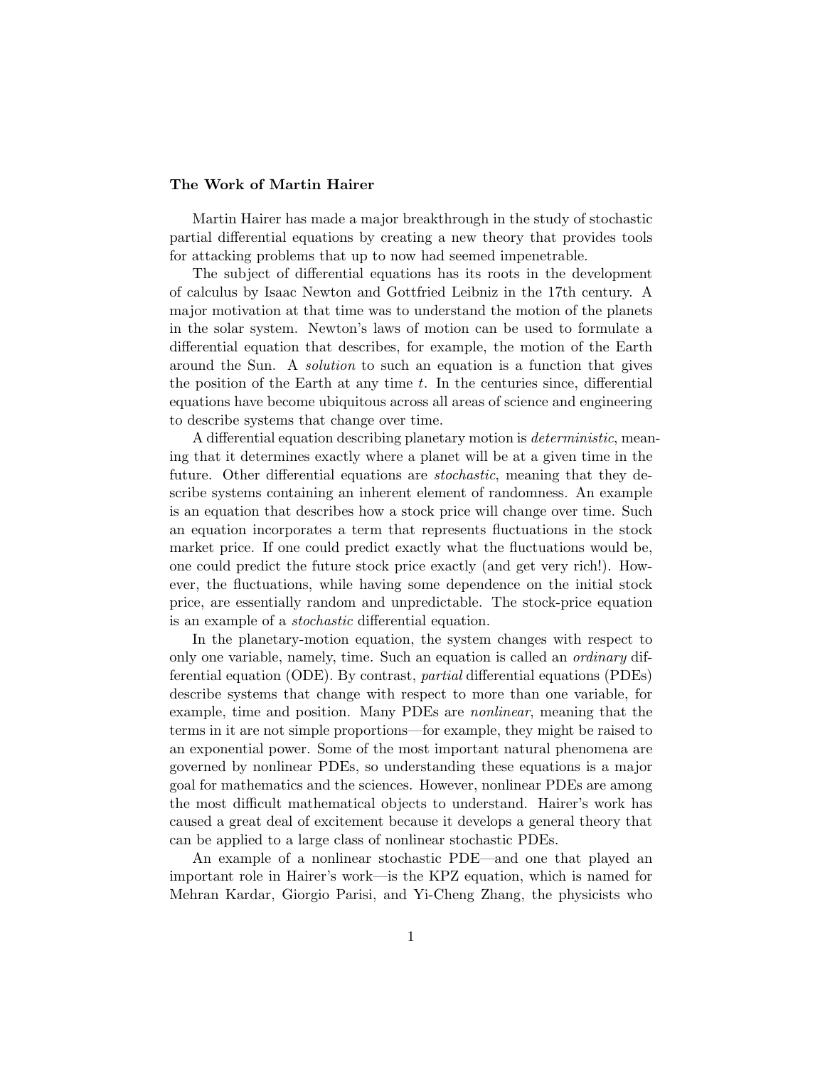**The Work of Martin Hairer**

Martin Hairer has made a major breakthrough in the study of stochastic partial differential equations by creating a new theory that provides tools for attacking problems that up to now had seemed impenetrable.

The subject of differential equations has its roots in the development of calculus by Isaac Newton and Gottfried Leibniz in the 17th century. A major motivation at that time was to understand the motion of the planets in the solar system. Newton's laws of motion can be used to formulate a differential equation that describes, for example, the motion of the Earth around the Sun. A *solution* to such an equation is a function that gives the position of the Earth at any time $t$. In the centuries since, differential equations have become ubiquitous across all areas of science and engineering to describe systems that change over time.

A differential equation describing planetary motion is *deterministic*, meaning that it determines exactly where a planet will be at a given time in the future. Other differential equations are *stochastic*, meaning that they describe systems containing an inherent element of randomness. An example is an equation that describes how a stock price will change over time. Such an equation incorporates a term that represents fluctuations in the stock market price. If one could predict exactly what the fluctuations would be, one could predict the future stock price exactly (and get very rich!). However, the fluctuations, while having some dependence on the initial stock price, are essentially random and unpredictable. The stock-price equation is an example of a *stochastic* differential equation.

In the planetary-motion equation, the system changes with respect to only one variable, namely, time. Such an equation is called an *ordinary* differential equation (ODE). By contrast, *partial* differential equations (PDEs) describe systems that change with respect to more than one variable, for example, time and position. Many PDEs are *nonlinear*, meaning that the terms in it are not simple proportions—for example, they might be raised to an exponential power. Some of the most important natural phenomena are governed by nonlinear PDEs, so understanding these equations is a major goal for mathematics and the sciences. However, nonlinear PDEs are among the most difficult mathematical objects to understand. Hairer's work has caused a great deal of excitement because it develops a general theory that can be applied to a large class of nonlinear stochastic PDEs.

An example of a nonlinear stochastic PDE—and one that played an important role in Hairer's work—is the KPZ equation, which is named for Mehran Kardar, Giorgio Parisi, and Yi-Cheng Zhang, the physicists who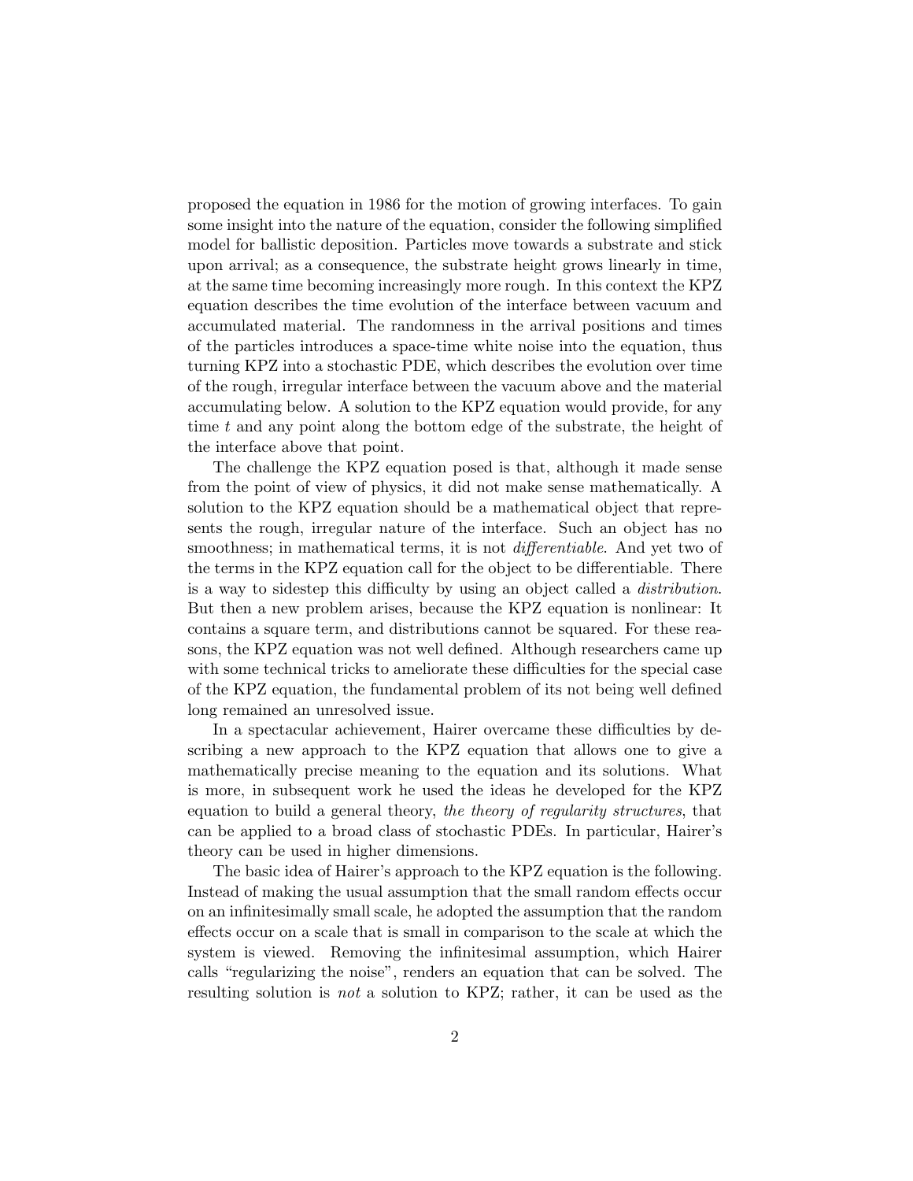proposed the equation in 1986 for the motion of growing interfaces. To gain some insight into the nature of the equation, consider the following simplified model for ballistic deposition. Particles move towards a substrate and stick upon arrival; as a consequence, the substrate height grows linearly in time, at the same time becoming increasingly more rough. In this context the KPZ equation describes the time evolution of the interface between vacuum and accumulated material. The randomness in the arrival positions and times of the particles introduces a space-time white noise into the equation, thus turning KPZ into a stochastic PDE, which describes the evolution over time of the rough, irregular interface between the vacuum above and the material accumulating below. A solution to the KPZ equation would provide, for any time $t$ and any point along the bottom edge of the substrate, the height of the interface above that point.

The challenge the KPZ equation posed is that, although it made sense from the point of view of physics, it did not make sense mathematically. A solution to the KPZ equation should be a mathematical object that represents the rough, irregular nature of the interface. Such an object has no smoothness; in mathematical terms, it is not *differentiable*. And yet two of the terms in the KPZ equation call for the object to be differentiable. There is a way to sidestep this difficulty by using an object called a *distribution*. But then a new problem arises, because the KPZ equation is nonlinear: It contains a square term, and distributions cannot be squared. For these reasons, the KPZ equation was not well defined. Although researchers came up with some technical tricks to ameliorate these difficulties for the special case of the KPZ equation, the fundamental problem of its not being well defined long remained an unresolved issue.

In a spectacular achievement, Hairer overcame these difficulties by describing a new approach to the KPZ equation that allows one to give a mathematically precise meaning to the equation and its solutions. What is more, in subsequent work he used the ideas he developed for the KPZ equation to build a general theory, *the theory of regularity structures*, that can be applied to a broad class of stochastic PDEs. In particular, Hairer's theory can be used in higher dimensions.

The basic idea of Hairer's approach to the KPZ equation is the following. Instead of making the usual assumption that the small random effects occur on an infinitesimally small scale, he adopted the assumption that the random effects occur on a scale that is small in comparison to the scale at which the system is viewed. Removing the infinitesimal assumption, which Hairer calls "regularizing the noise", renders an equation that can be solved. The resulting solution is *not* a solution to KPZ; rather, it can be used as the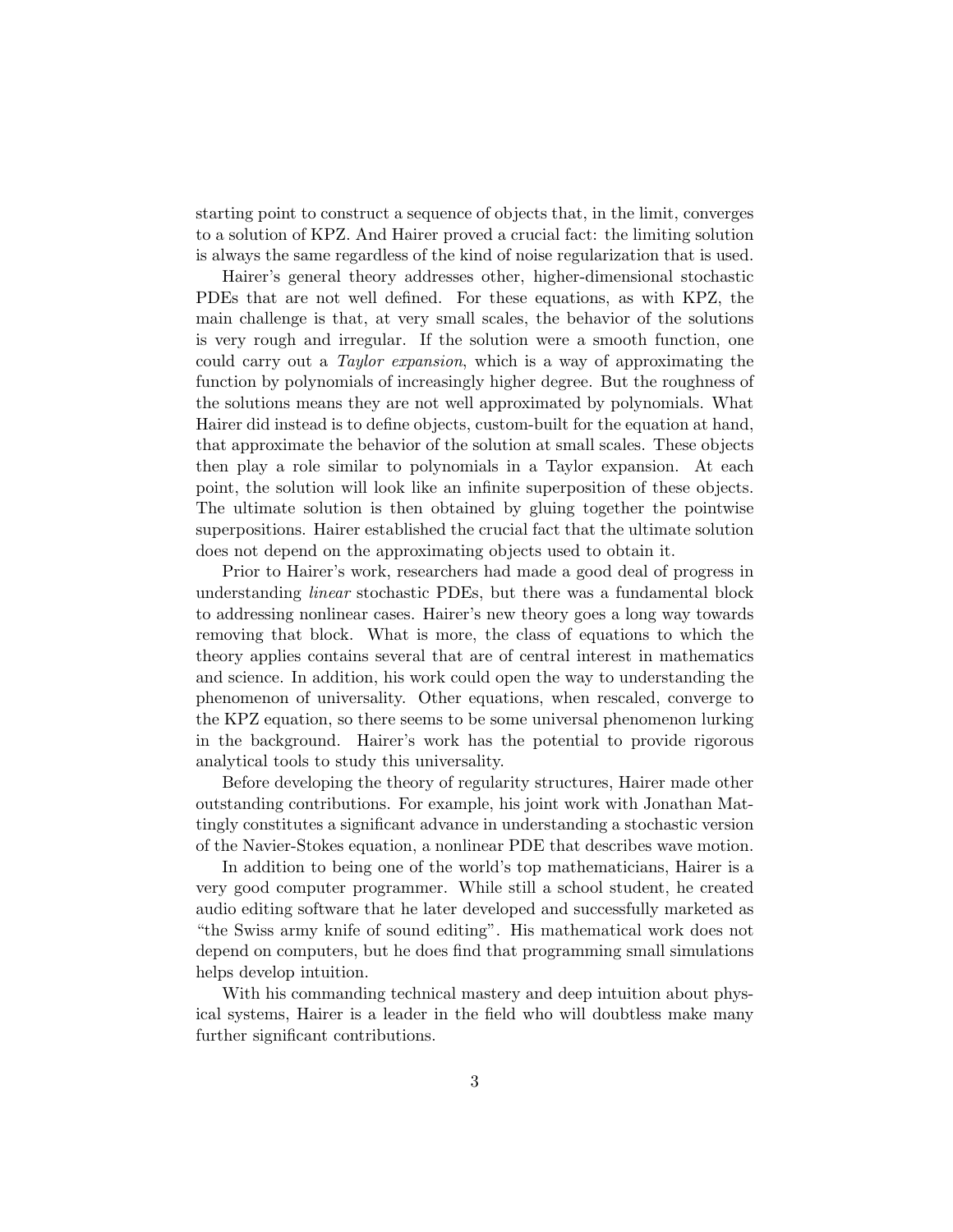starting point to construct a sequence of objects that, in the limit, converges to a solution of KPZ. And Hairer proved a crucial fact: the limiting solution is always the same regardless of the kind of noise regularization that is used.

Hairer's general theory addresses other, higher-dimensional stochastic PDEs that are not well defined. For these equations, as with KPZ, the main challenge is that, at very small scales, the behavior of the solutions is very rough and irregular. If the solution were a smooth function, one could carry out a *Taylor expansion*, which is a way of approximating the function by polynomials of increasingly higher degree. But the roughness of the solutions means they are not well approximated by polynomials. What Hairer did instead is to define objects, custom-built for the equation at hand, that approximate the behavior of the solution at small scales. These objects then play a role similar to polynomials in a Taylor expansion. At each point, the solution will look like an infinite superposition of these objects. The ultimate solution is then obtained by gluing together the pointwise superpositions. Hairer established the crucial fact that the ultimate solution does not depend on the approximating objects used to obtain it.

Prior to Hairer's work, researchers had made a good deal of progress in understanding *linear* stochastic PDEs, but there was a fundamental block to addressing nonlinear cases. Hairer's new theory goes a long way towards removing that block. What is more, the class of equations to which the theory applies contains several that are of central interest in mathematics and science. In addition, his work could open the way to understanding the phenomenon of universality. Other equations, when rescaled, converge to the KPZ equation, so there seems to be some universal phenomenon lurking in the background. Hairer's work has the potential to provide rigorous analytical tools to study this universality.

Before developing the theory of regularity structures, Hairer made other outstanding contributions. For example, his joint work with Jonathan Mattingly constitutes a significant advance in understanding a stochastic version of the Navier-Stokes equation, a nonlinear PDE that describes wave motion.

In addition to being one of the world's top mathematicians, Hairer is a very good computer programmer. While still a school student, he created audio editing software that he later developed and successfully marketed as "the Swiss army knife of sound editing". His mathematical work does not depend on computers, but he does find that programming small simulations helps develop intuition.

With his commanding technical mastery and deep intuition about physical systems, Hairer is a leader in the field who will doubtless make many further significant contributions.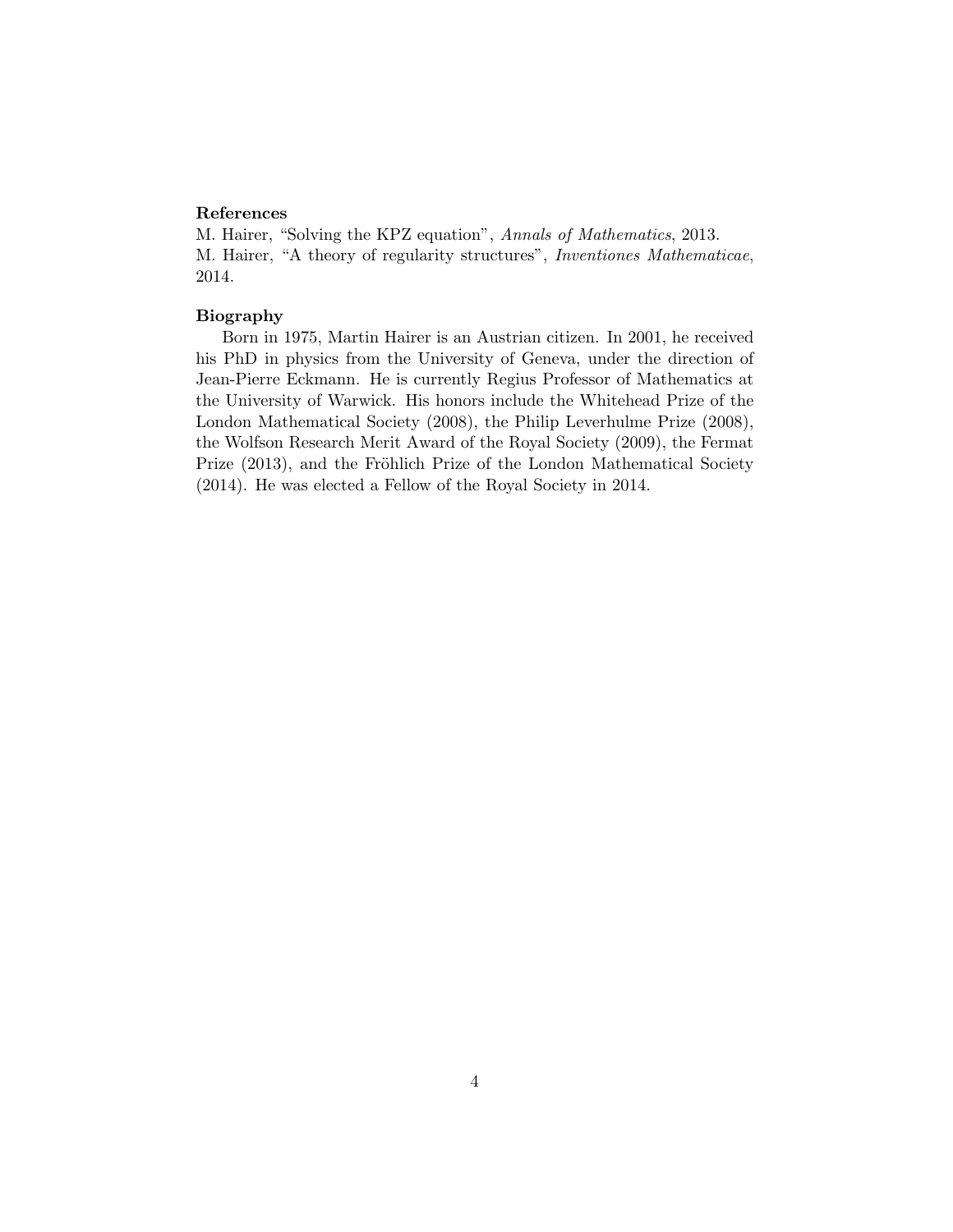**References**

M. Hairer, "Solving the KPZ equation", *Annals of Mathematics*, 2013.

M. Hairer, "A theory of regularity structures", *Inventiones Mathematicae*, 2014.

**Biography**

Born in 1975, Martin Hairer is an Austrian citizen. In 2001, he received his PhD in physics from the University of Geneva, under the direction of Jean-Pierre Eckmann. He is currently Regius Professor of Mathematics at the University of Warwick. His honors include the Whitehead Prize of the London Mathematical Society (2008), the Philip Leverhulme Prize (2008), the Wolfson Research Merit Award of the Royal Society (2009), the Fermat Prize (2013), and the Fröhlich Prize of the London Mathematical Society (2014). He was elected a Fellow of the Royal Society in 2014.